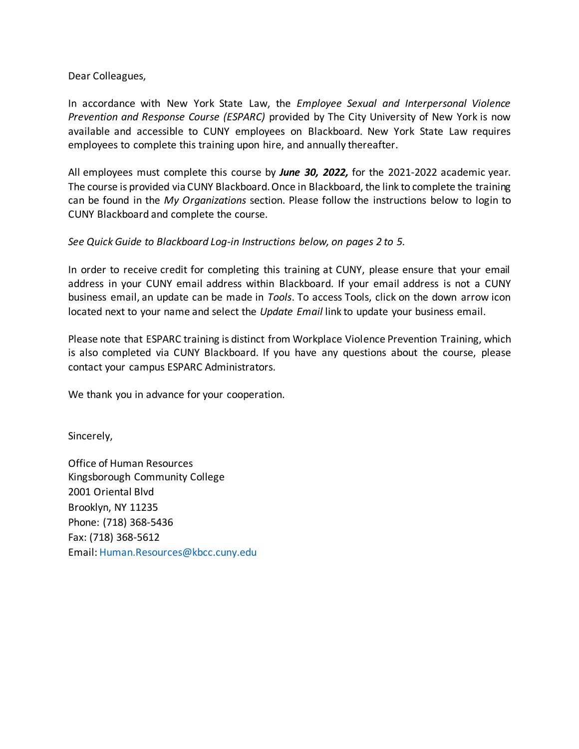Dear Colleagues,

In accordance with New York State Law, the *Employee Sexual and Interpersonal Violence Prevention and Response Course (ESPARC)* provided by The City University of New York is now available and accessible to CUNY employees on Blackboard. New York State Law requires employees to complete this training upon hire, and annually thereafter.

All employees must complete this course by ***June 30, 2022,*** for the 2021-2022 academic year. The course is provided via CUNY Blackboard. Once in Blackboard, the link to complete the training can be found in the *My Organizations* section. Please follow the instructions below to login to CUNY Blackboard and complete the course.

*See Quick Guide to Blackboard Log-in Instructions below, on pages 2 to 5.*

In order to receive credit for completing this training at CUNY, please ensure that your email address in your CUNY email address within Blackboard. If your email address is not a CUNY business email, an update can be made in *Tools*. To access Tools, click on the down arrow icon located next to your name and select the *Update Email* link to update your business email.

Please note that ESPARC training is distinct from Workplace Violence Prevention Training, which is also completed via CUNY Blackboard. If you have any questions about the course, please contact your campus ESPARC Administrators.

We thank you in advance for your cooperation.

Sincerely,

Office of Human Resources
Kingsborough Community College
2001 Oriental Blvd
Brooklyn, NY 11235
Phone: (718) 368-5436
Fax: (718) 368-5612
Email: Human.Resources@kbcc.cuny.edu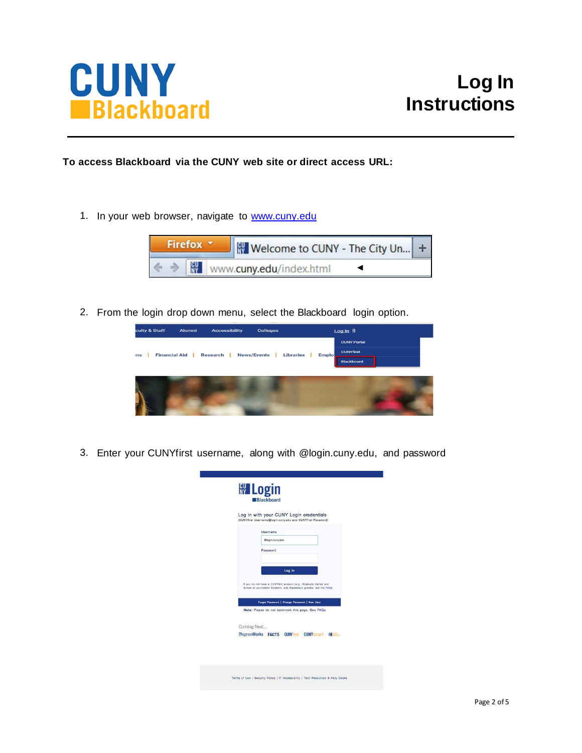# CUNY Blackboard

# Log In Instructions

**To access Blackboard via the CUNY web site or direct access URL:**

1. In your web browser, navigate to [www.cuny.edu](www.cuny.edu)

2. From the login drop down menu, select the Blackboard login option.

3. Enter your CUNYfirst username, along with @login.cuny.edu, and password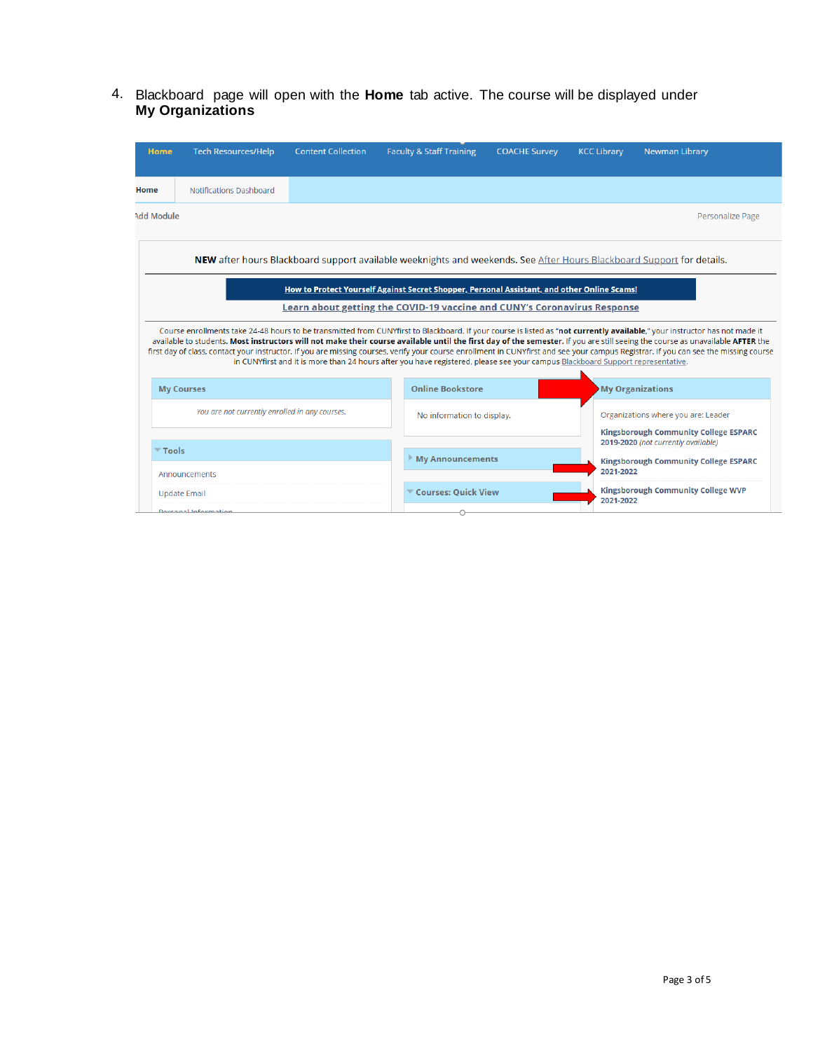4. Blackboard page will open with the **Home** tab active. The course will be displayed under **My Organizations**

Home | Tech Resources/Help | Content Collection | Faculty & Staff Training | COACHE Survey | KCC Library | Newman Library

Home | Notifications Dashboard

Add Module

Personalize Page

**NEW** after hours Blackboard support available weeknights and weekends. See After Hours Blackboard Support for details.

How to Protect Yourself Against Secret Shopper, Personal Assistant, and other Online Scams!

Learn about getting the COVID-19 vaccine and CUNY's Coronavirus Response

Course enrollments take 24-48 hours to be transmitted from CUNYfirst to Blackboard. If your course is listed as "**not currently available**," your instructor has not made it available to students. **Most instructors will not make their course available until the first day of the semester.** If you are still seeing the course as unavailable **AFTER** the first day of class, contact your instructor. If you are missing courses, verify your course enrollment in CUNYfirst and see your campus Registrar. If you can see the missing course in CUNYfirst and it is more than 24 hours after you have registered, please see your campus Blackboard Support representative.

**My Courses**

*You are not currently enrolled in any courses.*

**Tools**

Announcements

Update Email

Personal Information

**Online Bookstore**

No information to display.

**My Announcements**

**Courses: Quick View**

**My Organizations**

Organizations where you are: Leader

**Kingsborough Community College ESPARC 2019-2020** *(not currently available)*

**Kingsborough Community College ESPARC 2021-2022**

**Kingsborough Community College WVP 2021-2022**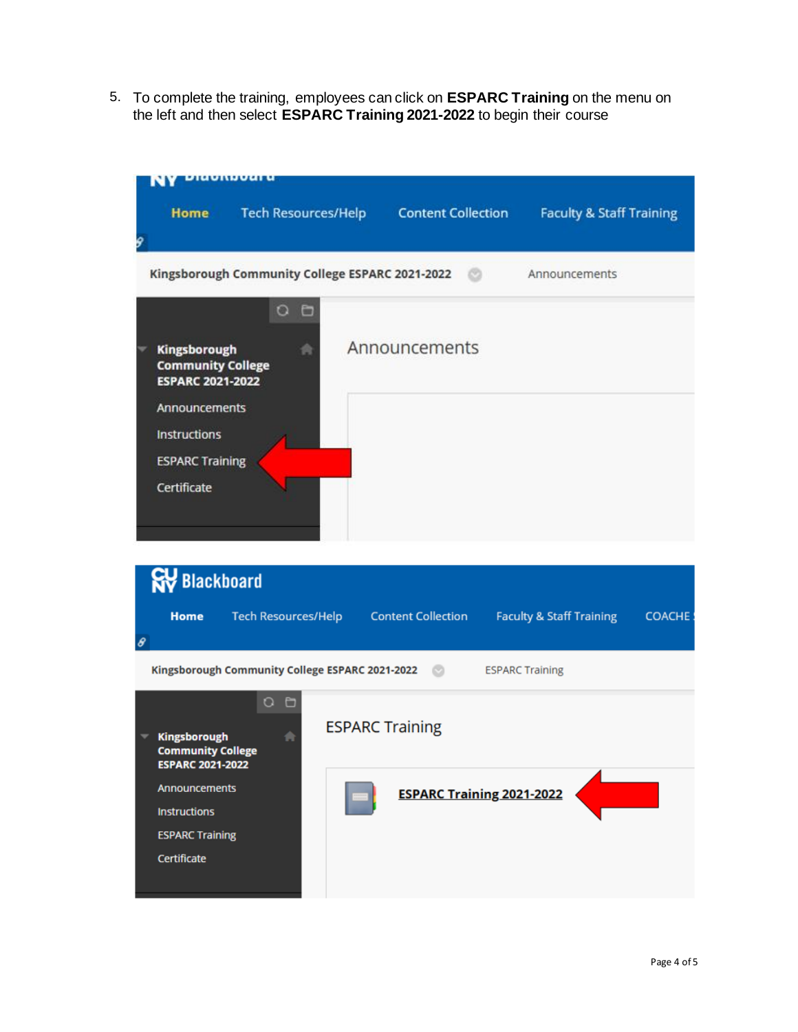5. To complete the training, employees can click on **ESPARC Training** on the menu on the left and then select **ESPARC Training 2021-2022** to begin their course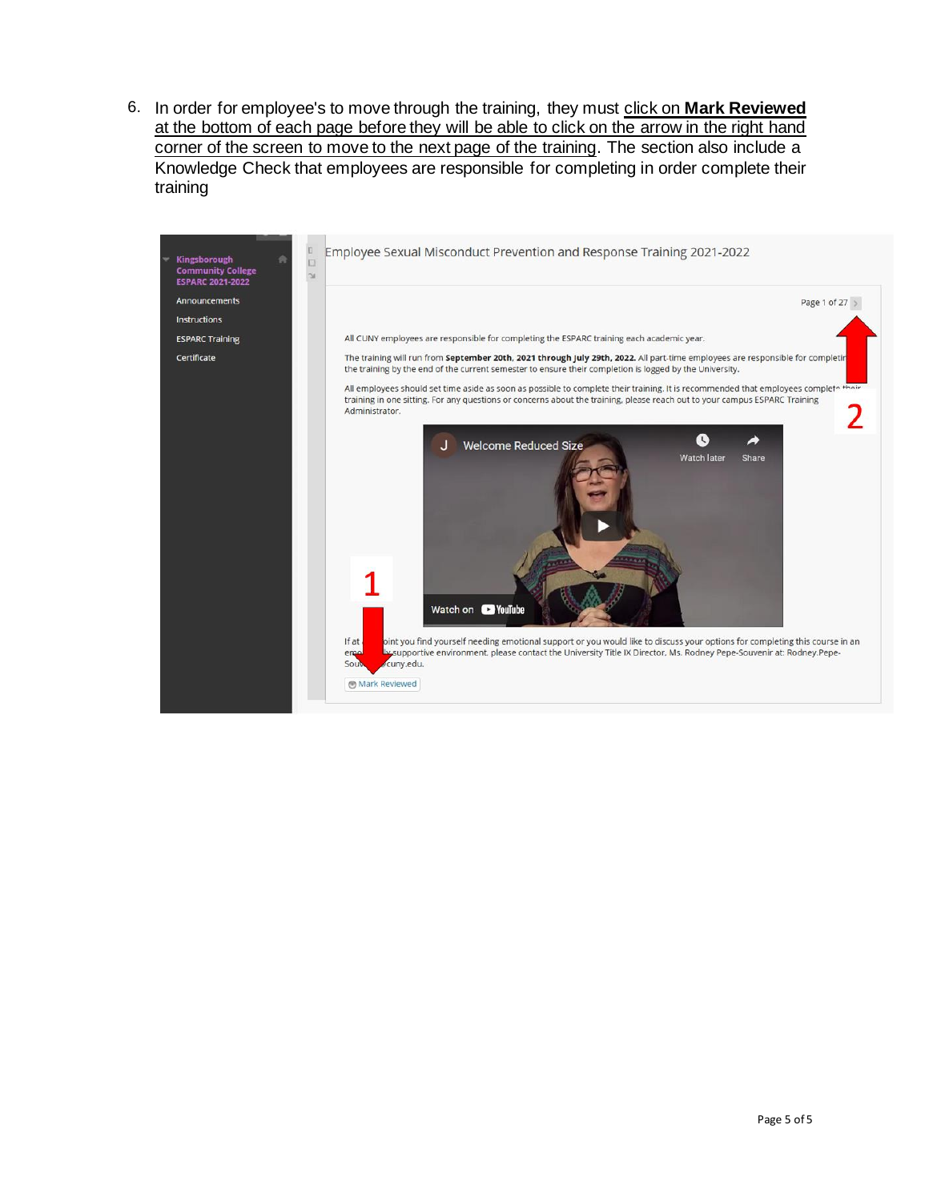6. In order for employee's to move through the training, they must <u>click on **Mark Reviewed** at the bottom of each page before they will be able to click on the arrow in the right hand corner of the screen to move to the next page of the training</u>. The section also include a Knowledge Check that employees are responsible for completing in order complete their training